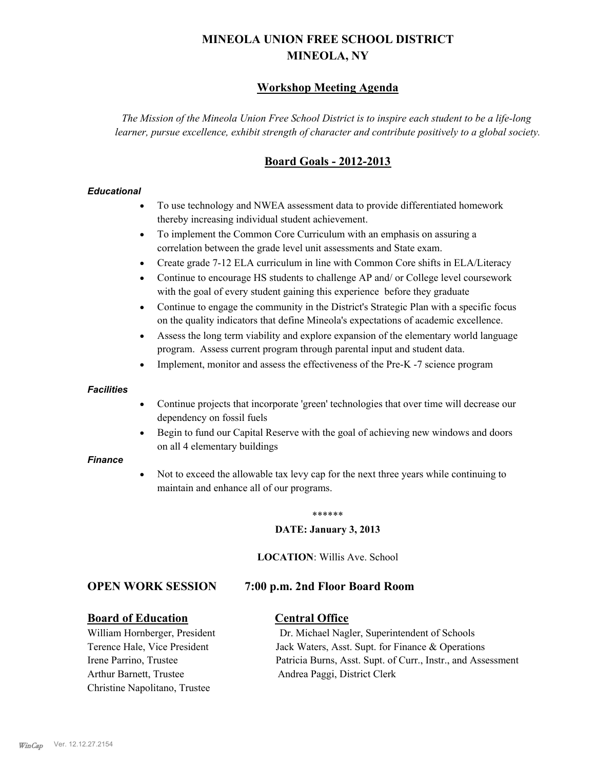# MINEOLA UNION FREE SCHOOL DISTRICT
# MINEOLA, NY

## Workshop Meeting Agenda

*The Mission of the Mineola Union Free School District is to inspire each student to be a life-long learner, pursue excellence, exhibit strength of character and contribute positively to a global society.*

## Board Goals - 2012-2013

***Educational***

- To use technology and NWEA assessment data to provide differentiated homework thereby increasing individual student achievement.
- To implement the Common Core Curriculum with an emphasis on assuring a correlation between the grade level unit assessments and State exam.
- Create grade 7-12 ELA curriculum in line with Common Core shifts in ELA/Literacy
- Continue to encourage HS students to challenge AP and/ or College level coursework with the goal of every student gaining this experience before they graduate
- Continue to engage the community in the District's Strategic Plan with a specific focus on the quality indicators that define Mineola's expectations of academic excellence.
- Assess the long term viability and explore expansion of the elementary world language program. Assess current program through parental input and student data.
- Implement, monitor and assess the effectiveness of the Pre-K -7 science program

***Facilities***

- Continue projects that incorporate 'green' technologies that over time will decrease our dependency on fossil fuels
- Begin to fund our Capital Reserve with the goal of achieving new windows and doors on all 4 elementary buildings

***Finance***

- Not to exceed the allowable tax levy cap for the next three years while continuing to maintain and enhance all of our programs.

******

**DATE: January 3, 2013**

**LOCATION**: Willis Ave. School

### OPEN WORK SESSION 7:00 p.m. 2nd Floor Board Room

**Board of Education**

William Hornberger, President
Terence Hale, Vice President
Irene Parrino, Trustee
Arthur Barnett, Trustee
Christine Napolitano, Trustee

**Central Office**

Dr. Michael Nagler, Superintendent of Schools
Jack Waters, Asst. Supt. for Finance & Operations
Patricia Burns, Asst. Supt. of Curr., Instr., and Assessment
Andrea Paggi, District Clerk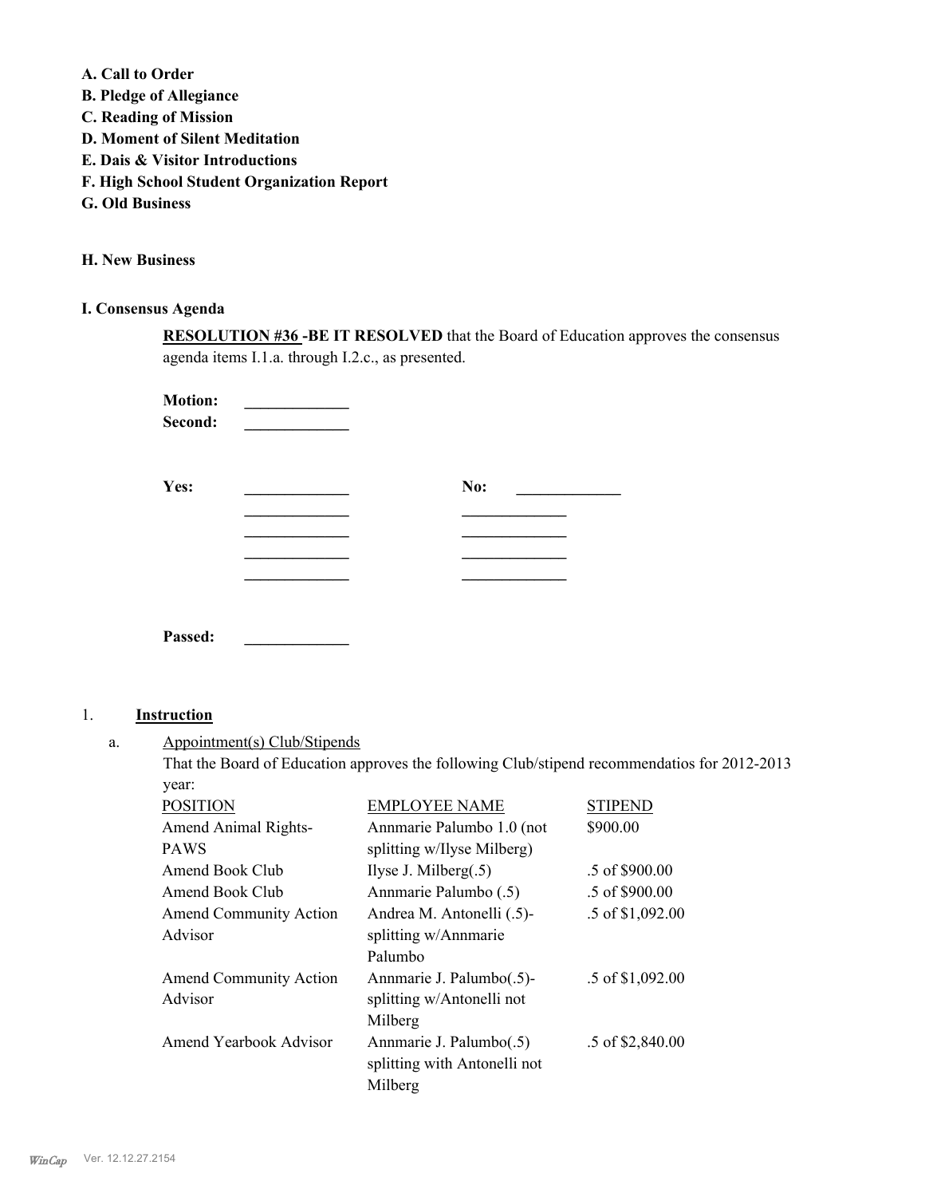**A. Call to Order**
**B. Pledge of Allegiance**
**C. Reading of Mission**
**D. Moment of Silent Meditation**
**E. Dais & Visitor Introductions**
**F. High School Student Organization Report**
**G. Old Business**

**H. New Business**

**I. Consensus Agenda**

**RESOLUTION #36 -BE IT RESOLVED** that the Board of Education approves the consensus agenda items I.1.a. through I.2.c., as presented.

**Motion:** _____________
**Second:** _____________

**Yes:** _____________ **No:** _____________
_____________ _____________
_____________ _____________
_____________ _____________
_____________ _____________

**Passed:** _____________

1. **Instruction**

a. Appointment(s) Club/Stipends

That the Board of Education approves the following Club/stipend recommendatios for 2012-2013 year:

| POSITION | EMPLOYEE NAME | STIPEND |
|---|---|---|
| Amend Animal Rights-PAWS | Annmarie Palumbo 1.0 (not splitting w/Ilyse Milberg) | $900.00 |
| Amend Book Club | Ilyse J. Milberg(.5) | .5 of $900.00 |
| Amend Book Club | Annmarie Palumbo (.5) | .5 of $900.00 |
| Amend Community Action Advisor | Andrea M. Antonelli (.5)-splitting w/Annmarie Palumbo | .5 of $1,092.00 |
| Amend Community Action Advisor | Annmarie J. Palumbo(.5)-splitting w/Antonelli not Milberg | .5 of $1,092.00 |
| Amend Yearbook Advisor | Annmarie J. Palumbo(.5) splitting with Antonelli not Milberg | .5 of $2,840.00 |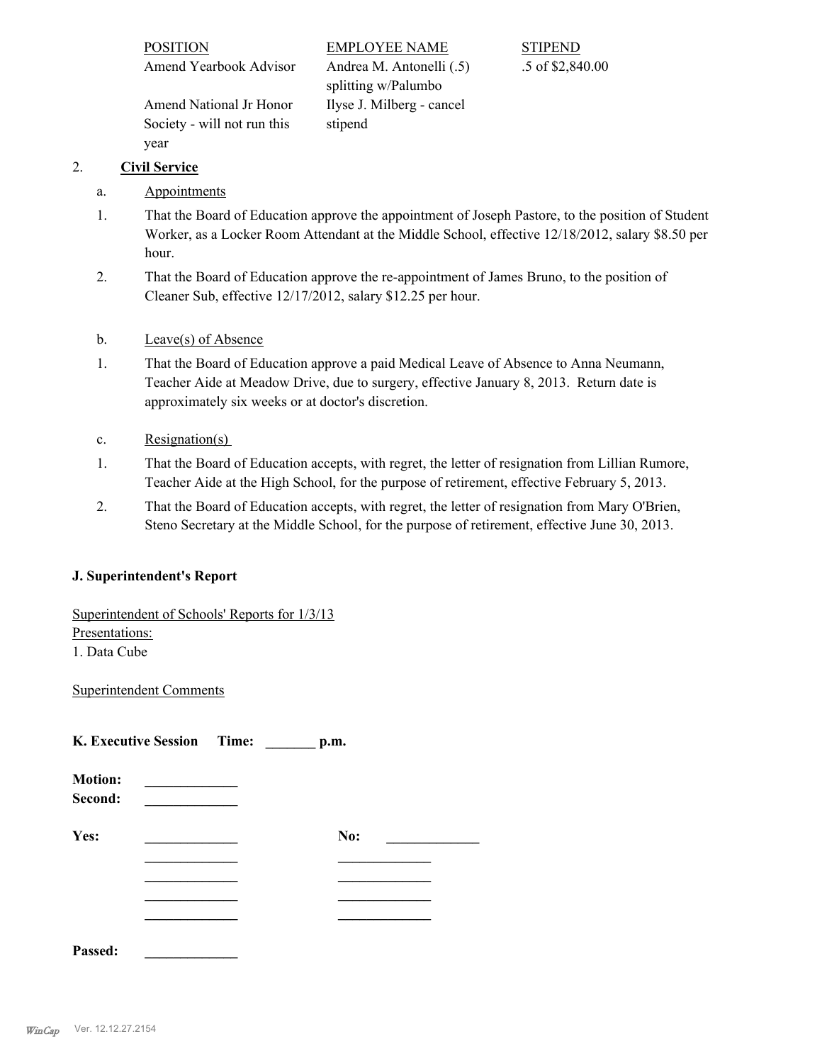| POSITION | EMPLOYEE NAME | STIPEND |
|---|---|---|
| Amend Yearbook Advisor | Andrea M. Antonelli (.5) splitting w/Palumbo | .5 of $2,840.00 |
| Amend National Jr Honor Society - will not run this year | Ilyse J. Milberg - cancel stipend | |

2. **Civil Service**

a. Appointments

1. That the Board of Education approve the appointment of Joseph Pastore, to the position of Student Worker, as a Locker Room Attendant at the Middle School, effective 12/18/2012, salary $8.50 per hour.

2. That the Board of Education approve the re-appointment of James Bruno, to the position of Cleaner Sub, effective 12/17/2012, salary $12.25 per hour.

b. Leave(s) of Absence

1. That the Board of Education approve a paid Medical Leave of Absence to Anna Neumann, Teacher Aide at Meadow Drive, due to surgery, effective January 8, 2013. Return date is approximately six weeks or at doctor's discretion.

c. Resignation(s)

1. That the Board of Education accepts, with regret, the letter of resignation from Lillian Rumore, Teacher Aide at the High School, for the purpose of retirement, effective February 5, 2013.

2. That the Board of Education accepts, with regret, the letter of resignation from Mary O'Brien, Steno Secretary at the Middle School, for the purpose of retirement, effective June 30, 2013.

**J. Superintendent's Report**

Superintendent of Schools' Reports for 1/3/13
Presentations:
1. Data Cube

Superintendent Comments

**K. Executive Session Time: _______ p.m.**

**Motion:** _____________
**Second:** _____________

**Yes:** _____________ **No:** _____________
_____________ _____________
_____________ _____________
_____________ _____________
_____________ _____________

**Passed:** _____________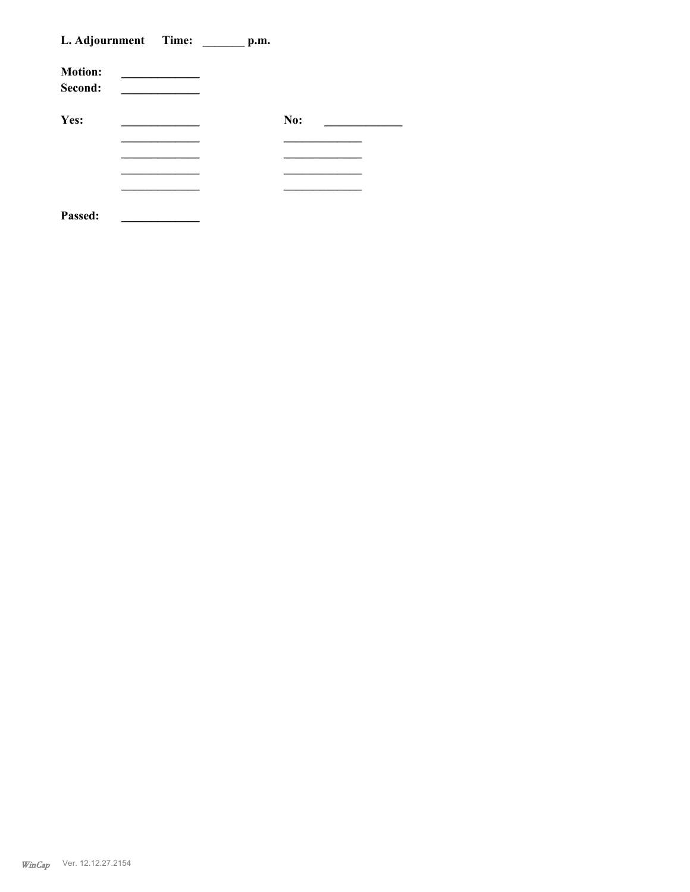**L. Adjournment Time: _______ p.m.**

**Motion:** _____________
**Second:** _____________

**Yes:** _____________ **No:** _____________
_____________ _____________
_____________ _____________
_____________ _____________
_____________ _____________

**Passed:** _____________

*WinCap* Ver. 12.12.27.2154